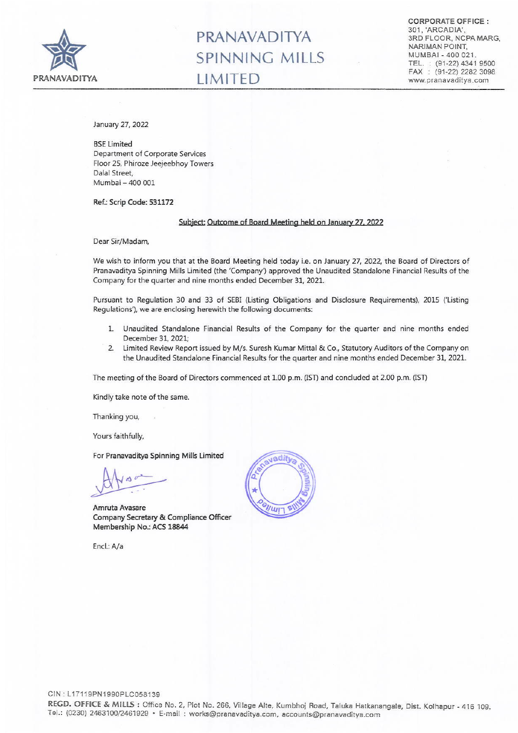**PRANAVADITYA**

# PRANAVADITYA SPINNING MILLS LIMITED

CORPORATE OFFICE :
301, 'ARCADIA',
3RD FLOOR, NCPA MARG,
NARIMAN POINT,
MUMBAI - 400 021.
TEL. : (91-22) 4341 9500
FAX : (91-22) 2282 3098
www.pranavaditya.com

January 27, 2022

BSE Limited
Department of Corporate Services
Floor 25, Phiroze Jeejeebhoy Towers
Dalal Street,
Mumbai – 400 001

**Ref.: Scrip Code: 531172**

**Subject: Outcome of Board Meeting held on January 27, 2022**

Dear Sir/Madam,

We wish to inform you that at the Board Meeting held today i.e. on January 27, 2022, the Board of Directors of Pranavaditya Spinning Mills Limited (the 'Company') approved the Unaudited Standalone Financial Results of the Company for the quarter and nine months ended December 31, 2021.

Pursuant to Regulation 30 and 33 of SEBI (Listing Obligations and Disclosure Requirements), 2015 ('Listing Regulations'), we are enclosing herewith the following documents:

1. Unaudited Standalone Financial Results of the Company for the quarter and nine months ended December 31, 2021;
2. Limited Review Report issued by M/s. Suresh Kumar Mittal & Co., Statutory Auditors of the Company on the Unaudited Standalone Financial Results for the quarter and nine months ended December 31, 2021.

The meeting of the Board of Directors commenced at 1.00 p.m. (IST) and concluded at 2.00 p.m. (IST)

Kindly take note of the same.

Thanking you,

Yours faithfully,

For **Pranavaditya Spinning Mills Limited**

**Amruta Avasare**
**Company Secretary & Compliance Officer**
**Membership No.: ACS 18844**

Encl.: A/a

CIN : L17119PN1990PLC058139
**REGD. OFFICE & MILLS :** Office No. 2, Plot No. 266, Village Alte, Kumbhoj Road, Taluka Hatkanangale, Dist. Kolhapur - 416 109.
Tel.: (0230) 2463100/2461929 • E-mail : works@pranavaditya.com, accounts@pranavaditya.com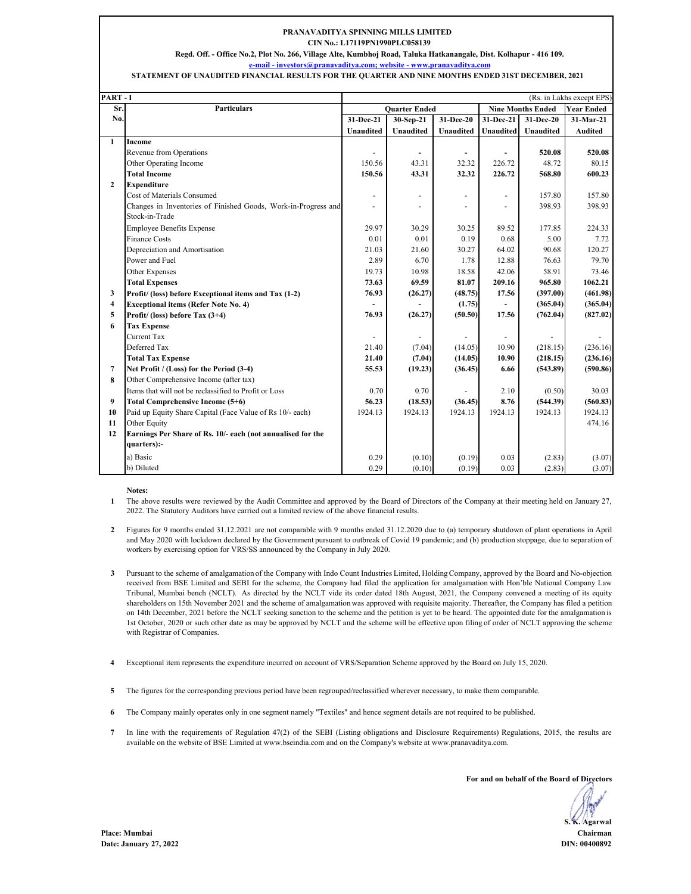**PRANAVADITYA SPINNING MILLS LIMITED**

**CIN No.: L17119PN1990PLC058139**

**Regd. Off. - Office No.2, Plot No. 266, Village Alte, Kumbhoj Road, Taluka Hatkanangale, Dist. Kolhapur - 416 109.**

**e-mail - investors@pranavaditya.com; website - www.pranavaditya.com**

**STATEMENT OF UNAUDITED FINANCIAL RESULTS FOR THE QUARTER AND NINE MONTHS ENDED 31ST DECEMBER, 2021**

**PART - I** (Rs. in Lakhs except EPS)

| Sr. No. | Particulars | Quarter Ended | | | Nine Months Ended | | Year Ended |
|---|---|---|---|---|---|---|---|
| | | 31-Dec-21 | 30-Sep-21 | 31-Dec-20 | 31-Dec-21 | 31-Dec-20 | 31-Mar-21 |
| | | Unaudited | Unaudited | Unaudited | Unaudited | Unaudited | Audited |
| **1** | **Income** | | | | | | |
| | Revenue from Operations | - | - | - | - | **520.08** | **520.08** |
| | Other Operating Income | 150.56 | 43.31 | 32.32 | 226.72 | 48.72 | 80.15 |
| | **Total Income** | **150.56** | **43.31** | **32.32** | **226.72** | **568.80** | **600.23** |
| **2** | **Expenditure** | | | | | | |
| | Cost of Materials Consumed | - | - | - | - | 157.80 | 157.80 |
| | Changes in Inventories of Finished Goods, Work-in-Progress and Stock-in-Trade | - | - | - | - | 398.93 | 398.93 |
| | Employee Benefits Expense | 29.97 | 30.29 | 30.25 | 89.52 | 177.85 | 224.33 |
| | Finance Costs | 0.01 | 0.01 | 0.19 | 0.68 | 5.00 | 7.72 |
| | Depreciation and Amortisation | 21.03 | 21.60 | 30.27 | 64.02 | 90.68 | 120.27 |
| | Power and Fuel | 2.89 | 6.70 | 1.78 | 12.88 | 76.63 | 79.70 |
| | Other Expenses | 19.73 | 10.98 | 18.58 | 42.06 | 58.91 | 73.46 |
| | **Total Expenses** | **73.63** | **69.59** | **81.07** | **209.16** | **965.80** | **1062.21** |
| **3** | **Profit/ (loss) before Exceptional items and Tax (1-2)** | **76.93** | **(26.27)** | **(48.75)** | **17.56** | **(397.00)** | **(461.98)** |
| **4** | **Exceptional items (Refer Note No. 4)** | **-** | **-** | **(1.75)** | **-** | **(365.04)** | **(365.04)** |
| **5** | **Profit/ (loss) before Tax (3+4)** | **76.93** | **(26.27)** | **(50.50)** | **17.56** | **(762.04)** | **(827.02)** |
| **6** | **Tax Expense** | | | | | | |
| | Current Tax | - | - | - | - | - | - |
| | Deferred Tax | 21.40 | (7.04) | (14.05) | 10.90 | (218.15) | (236.16) |
| | **Total Tax Expense** | **21.40** | **(7.04)** | **(14.05)** | **10.90** | **(218.15)** | **(236.16)** |
| **7** | **Net Profit / (Loss) for the Period (3-4)** | **55.53** | **(19.23)** | **(36.45)** | **6.66** | **(543.89)** | **(590.86)** |
| **8** | Other Comprehensive Income (after tax) | | | | | | |
| | Items that will not be reclassified to Profit or Loss | 0.70 | 0.70 | - | 2.10 | (0.50) | 30.03 |
| **9** | **Total Comprehensive Income (5+6)** | **56.23** | **(18.53)** | **(36.45)** | **8.76** | **(544.39)** | **(560.83)** |
| **10** | Paid up Equity Share Capital (Face Value of Rs 10/- each) | 1924.13 | 1924.13 | 1924.13 | 1924.13 | 1924.13 | 1924.13 |
| **11** | Other Equity | | | | | | 474.16 |
| **12** | **Earnings Per Share of Rs. 10/- each (not annualised for the quarters):-** | | | | | | |
| | a) Basic | 0.29 | (0.10) | (0.19) | 0.03 | (2.83) | (3.07) |
| | b) Diluted | 0.29 | (0.10) | (0.19) | 0.03 | (2.83) | (3.07) |

**Notes:**

1. The above results were reviewed by the Audit Committee and approved by the Board of Directors of the Company at their meeting held on January 27, 2022. The Statutory Auditors have carried out a limited review of the above financial results.

2. Figures for 9 months ended 31.12.2021 are not comparable with 9 months ended 31.12.2020 due to (a) temporary shutdown of plant operations in April and May 2020 with lockdown declared by the Government pursuant to outbreak of Covid 19 pandemic; and (b) production stoppage, due to separation of workers by exercising option for VRS/SS announced by the Company in July 2020.

3. Pursuant to the scheme of amalgamation of the Company with Indo Count Industries Limited, Holding Company, approved by the Board and No-objection received from BSE Limited and SEBI for the scheme, the Company had filed the application for amalgamation with Hon'ble National Company Law Tribunal, Mumbai bench (NCLT). As directed by the NCLT vide its order dated 18th August, 2021, the Company convened a meeting of its equity shareholders on 15th November 2021 and the scheme of amalgamation was approved with requisite majority. Thereafter, the Company has filed a petition on 14th December, 2021 before the NCLT seeking sanction to the scheme and the petition is yet to be heard. The appointed date for the amalgamation is 1st October, 2020 or such other date as may be approved by NCLT and the scheme will be effective upon filing of order of NCLT approving the scheme with Registrar of Companies.

4. Exceptional item represents the expenditure incurred on account of VRS/Separation Scheme approved by the Board on July 15, 2020.

5. The figures for the corresponding previous period have been regrouped/reclassified wherever necessary, to make them comparable.

6. The Company mainly operates only in one segment namely "Textiles" and hence segment details are not required to be published.

7. In line with the requirements of Regulation 47(2) of the SEBI (Listing obligations and Disclosure Requirements) Regulations, 2015, the results are available on the website of BSE Limited at www.bseindia.com and on the Company's website at www.pranavaditya.com.

**For and on behalf of the Board of Directors**

**S. K. Agarwal**
**Chairman**
**DIN: 00400892**

**Place: Mumbai**
**Date: January 27, 2022**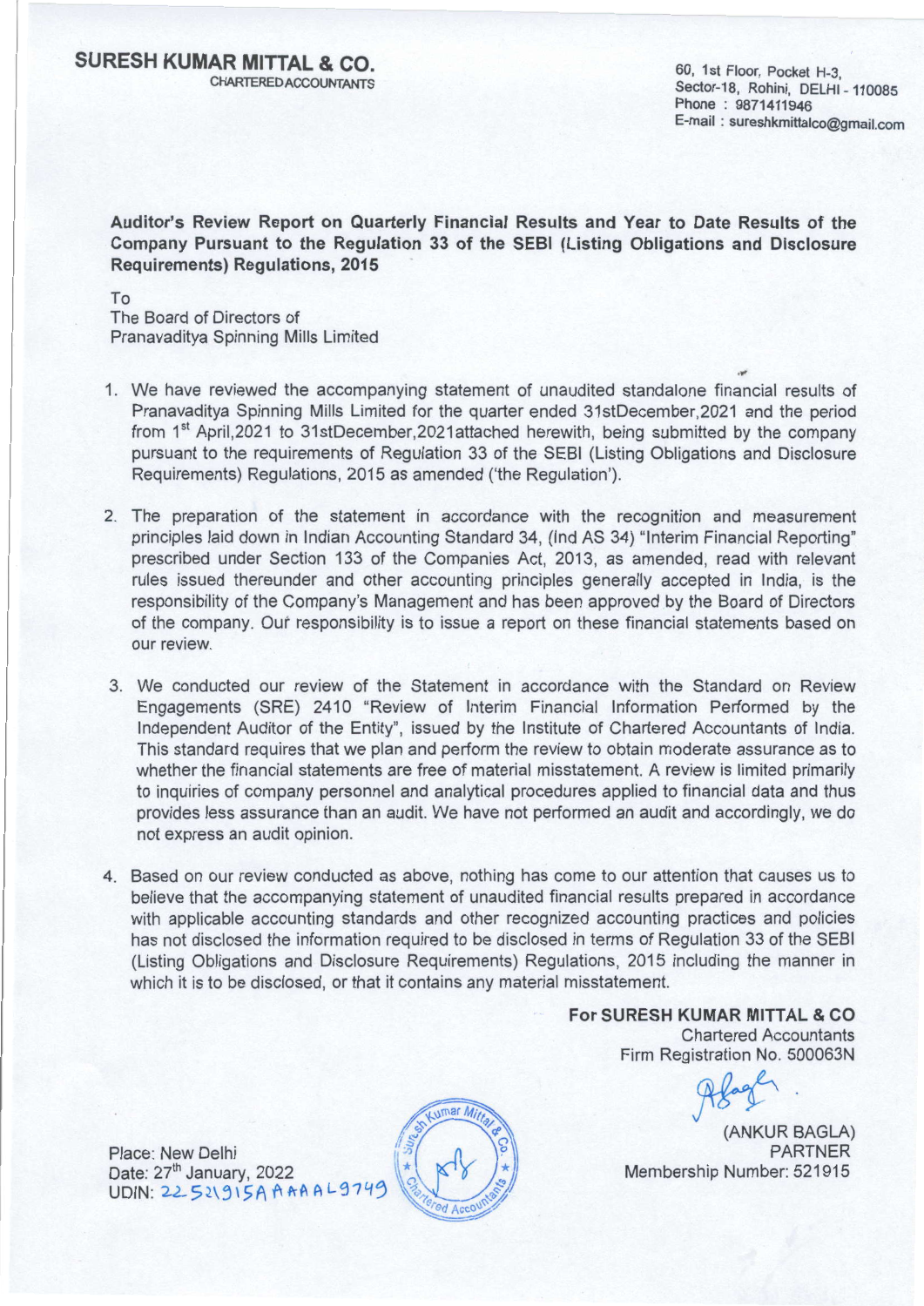**SURESH KUMAR MITTAL & CO.**
CHARTERED ACCOUNTANTS

60, 1st Floor, Pocket H-3,
Sector-18, Rohini, DELHI - 110085
Phone : 9871411946
E-mail : sureshkmittalco@gmail.com

**Auditor's Review Report on Quarterly Financial Results and Year to Date Results of the Company Pursuant to the Regulation 33 of the SEBI (Listing Obligations and Disclosure Requirements) Regulations, 2015**

To
The Board of Directors of
Pranavaditya Spinning Mills Limited

1. We have reviewed the accompanying statement of unaudited standalone financial results of Pranavaditya Spinning Mills Limited for the quarter ended 31stDecember,2021 and the period from 1st April,2021 to 31stDecember,2021attached herewith, being submitted by the company pursuant to the requirements of Regulation 33 of the SEBI (Listing Obligations and Disclosure Requirements) Regulations, 2015 as amended ('the Regulation').

2. The preparation of the statement in accordance with the recognition and measurement principles laid down in Indian Accounting Standard 34, (Ind AS 34) "Interim Financial Reporting" prescribed under Section 133 of the Companies Act, 2013, as amended, read with relevant rules issued thereunder and other accounting principles generally accepted in India, is the responsibility of the Company's Management and has been approved by the Board of Directors of the company. Our responsibility is to issue a report on these financial statements based on our review.

3. We conducted our review of the Statement in accordance with the Standard on Review Engagements (SRE) 2410 "Review of Interim Financial Information Performed by the Independent Auditor of the Entity", issued by the Institute of Chartered Accountants of India. This standard requires that we plan and perform the review to obtain moderate assurance as to whether the financial statements are free of material misstatement. A review is limited primarily to inquiries of company personnel and analytical procedures applied to financial data and thus provides less assurance than an audit. We have not performed an audit and accordingly, we do not express an audit opinion.

4. Based on our review conducted as above, nothing has come to our attention that causes us to believe that the accompanying statement of unaudited financial results prepared in accordance with applicable accounting standards and other recognized accounting practices and policies has not disclosed the information required to be disclosed in terms of Regulation 33 of the SEBI (Listing Obligations and Disclosure Requirements) Regulations, 2015 including the manner in which it is to be disclosed, or that it contains any material misstatement.

**For SURESH KUMAR MITTAL & CO**
Chartered Accountants
Firm Registration No. 500063N

(ANKUR BAGLA)
PARTNER
Membership Number: 521915

Place: New Delhi
Date: 27th January, 2022
UDIN: 22521915AAAAAL9749